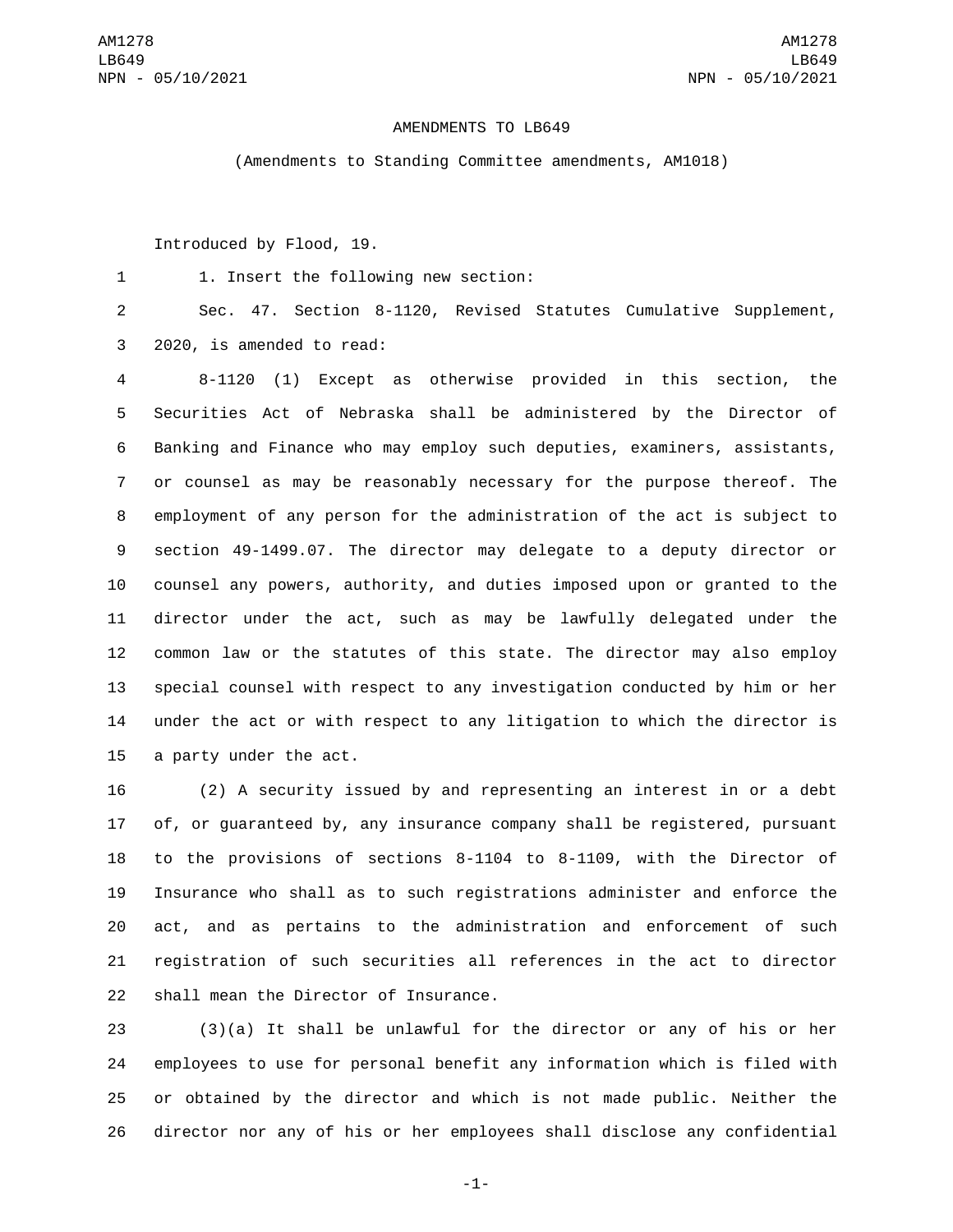AMENDMENTS TO LB649

(Amendments to Standing Committee amendments, AM1018)

Introduced by Flood, 19.

1. Insert the following new section:

Sec. 47. Section 8-1120, Revised Statutes Cumulative Supplement, 2020, is amended to read:

8-1120 (1) Except as otherwise provided in this section, the Securities Act of Nebraska shall be administered by the Director of Banking and Finance who may employ such deputies, examiners, assistants, or counsel as may be reasonably necessary for the purpose thereof. The employment of any person for the administration of the act is subject to section 49-1499.07. The director may delegate to a deputy director or counsel any powers, authority, and duties imposed upon or granted to the director under the act, such as may be lawfully delegated under the common law or the statutes of this state. The director may also employ special counsel with respect to any investigation conducted by him or her under the act or with respect to any litigation to which the director is a party under the act.

(2) A security issued by and representing an interest in or a debt of, or guaranteed by, any insurance company shall be registered, pursuant to the provisions of sections 8-1104 to 8-1109, with the Director of Insurance who shall as to such registrations administer and enforce the act, and as pertains to the administration and enforcement of such registration of such securities all references in the act to director shall mean the Director of Insurance.

(3)(a) It shall be unlawful for the director or any of his or her employees to use for personal benefit any information which is filed with or obtained by the director and which is not made public. Neither the director nor any of his or her employees shall disclose any confidential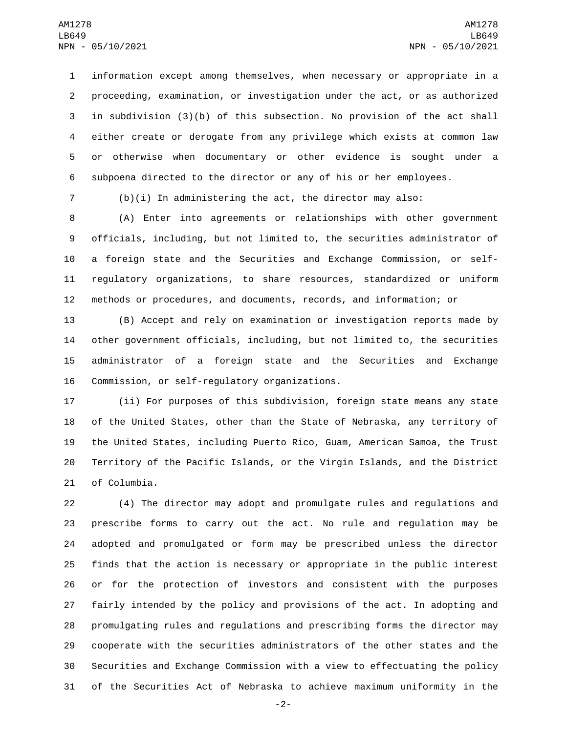information except among themselves, when necessary or appropriate in a proceeding, examination, or investigation under the act, or as authorized in subdivision (3)(b) of this subsection. No provision of the act shall either create or derogate from any privilege which exists at common law or otherwise when documentary or other evidence is sought under a subpoena directed to the director or any of his or her employees.

(b)(i) In administering the act, the director may also:

(A) Enter into agreements or relationships with other government officials, including, but not limited to, the securities administrator of a foreign state and the Securities and Exchange Commission, or self-regulatory organizations, to share resources, standardized or uniform methods or procedures, and documents, records, and information; or

(B) Accept and rely on examination or investigation reports made by other government officials, including, but not limited to, the securities administrator of a foreign state and the Securities and Exchange Commission, or self-regulatory organizations.

(ii) For purposes of this subdivision, foreign state means any state of the United States, other than the State of Nebraska, any territory of the United States, including Puerto Rico, Guam, American Samoa, the Trust Territory of the Pacific Islands, or the Virgin Islands, and the District of Columbia.

(4) The director may adopt and promulgate rules and regulations and prescribe forms to carry out the act. No rule and regulation may be adopted and promulgated or form may be prescribed unless the director finds that the action is necessary or appropriate in the public interest or for the protection of investors and consistent with the purposes fairly intended by the policy and provisions of the act. In adopting and promulgating rules and regulations and prescribing forms the director may cooperate with the securities administrators of the other states and the Securities and Exchange Commission with a view to effectuating the policy of the Securities Act of Nebraska to achieve maximum uniformity in the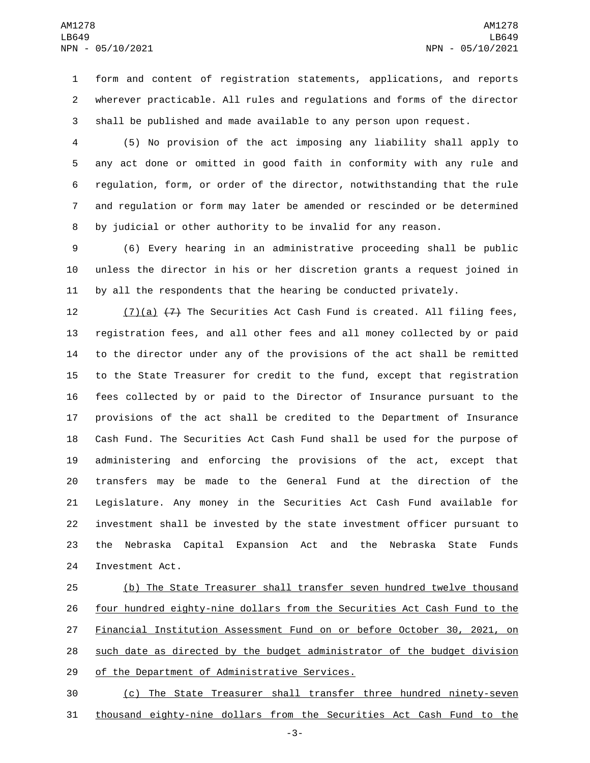form and content of registration statements, applications, and reports wherever practicable. All rules and regulations and forms of the director shall be published and made available to any person upon request.

(5) No provision of the act imposing any liability shall apply to any act done or omitted in good faith in conformity with any rule and regulation, form, or order of the director, notwithstanding that the rule and regulation or form may later be amended or rescinded or be determined by judicial or other authority to be invalid for any reason.

(6) Every hearing in an administrative proceeding shall be public unless the director in his or her discretion grants a request joined in by all the respondents that the hearing be conducted privately.

<u>(7)(a)</u> ~~(7)~~ The Securities Act Cash Fund is created. All filing fees, registration fees, and all other fees and all money collected by or paid to the director under any of the provisions of the act shall be remitted to the State Treasurer for credit to the fund, except that registration fees collected by or paid to the Director of Insurance pursuant to the provisions of the act shall be credited to the Department of Insurance Cash Fund. The Securities Act Cash Fund shall be used for the purpose of administering and enforcing the provisions of the act, except that transfers may be made to the General Fund at the direction of the Legislature. Any money in the Securities Act Cash Fund available for investment shall be invested by the state investment officer pursuant to the Nebraska Capital Expansion Act and the Nebraska State Funds Investment Act.

<u>(b) The State Treasurer shall transfer seven hundred twelve thousand four hundred eighty-nine dollars from the Securities Act Cash Fund to the Financial Institution Assessment Fund on or before October 30, 2021, on such date as directed by the budget administrator of the budget division of the Department of Administrative Services.</u>

<u>(c) The State Treasurer shall transfer three hundred ninety-seven thousand eighty-nine dollars from the Securities Act Cash Fund to the</u>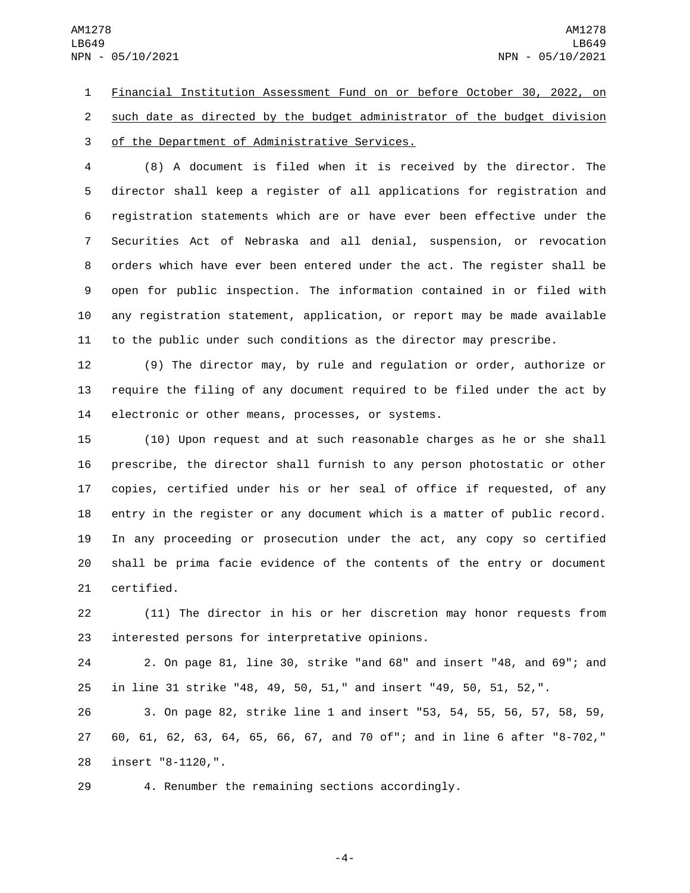Financial Institution Assessment Fund on or before October 30, 2022, on such date as directed by the budget administrator of the budget division of the Department of Administrative Services.

(8) A document is filed when it is received by the director. The director shall keep a register of all applications for registration and registration statements which are or have ever been effective under the Securities Act of Nebraska and all denial, suspension, or revocation orders which have ever been entered under the act. The register shall be open for public inspection. The information contained in or filed with any registration statement, application, or report may be made available to the public under such conditions as the director may prescribe.

(9) The director may, by rule and regulation or order, authorize or require the filing of any document required to be filed under the act by electronic or other means, processes, or systems.

(10) Upon request and at such reasonable charges as he or she shall prescribe, the director shall furnish to any person photostatic or other copies, certified under his or her seal of office if requested, of any entry in the register or any document which is a matter of public record. In any proceeding or prosecution under the act, any copy so certified shall be prima facie evidence of the contents of the entry or document certified.

(11) The director in his or her discretion may honor requests from interested persons for interpretative opinions.

2. On page 81, line 30, strike "and 68" and insert "48, and 69"; and in line 31 strike "48, 49, 50, 51," and insert "49, 50, 51, 52,".

3. On page 82, strike line 1 and insert "53, 54, 55, 56, 57, 58, 59, 60, 61, 62, 63, 64, 65, 66, 67, and 70 of"; and in line 6 after "8-702," insert "8-1120,".

4. Renumber the remaining sections accordingly.